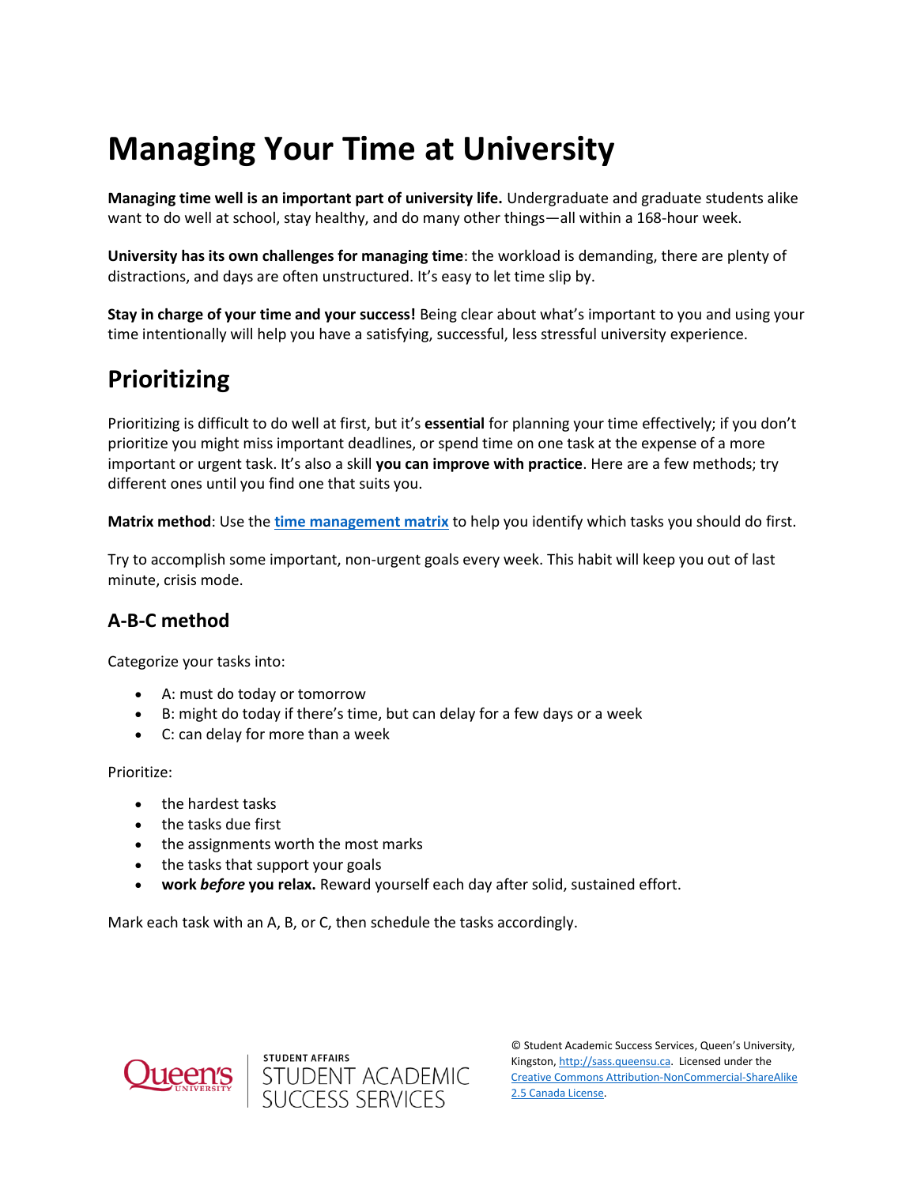# Managing Your Time at University

**Managing time well is an important part of university life.** Undergraduate and graduate students alike want to do well at school, stay healthy, and do many other things—all within a 168-hour week.

**University has its own challenges for managing time**: the workload is demanding, there are plenty of distractions, and days are often unstructured. It's easy to let time slip by.

**Stay in charge of your time and your success!** Being clear about what's important to you and using your time intentionally will help you have a satisfying, successful, less stressful university experience.

## Prioritizing

Prioritizing is difficult to do well at first, but it's **essential** for planning your time effectively; if you don't prioritize you might miss important deadlines, or spend time on one task at the expense of a more important or urgent task. It's also a skill **you can improve with practice**. Here are a few methods; try different ones until you find one that suits you.

**Matrix method**: Use the **time management matrix** to help you identify which tasks you should do first.

Try to accomplish some important, non-urgent goals every week. This habit will keep you out of last minute, crisis mode.

### A-B-C method

Categorize your tasks into:

- A: must do today or tomorrow
- B: might do today if there's time, but can delay for a few days or a week
- C: can delay for more than a week

Prioritize:

- the hardest tasks
- the tasks due first
- the assignments worth the most marks
- the tasks that support your goals
- **work *before* you relax.** Reward yourself each day after solid, sustained effort.

Mark each task with an A, B, or C, then schedule the tasks accordingly.

© Student Academic Success Services, Queen's University, Kingston, http://sass.queensu.ca. Licensed under the Creative Commons Attribution-NonCommercial-ShareAlike 2.5 Canada License.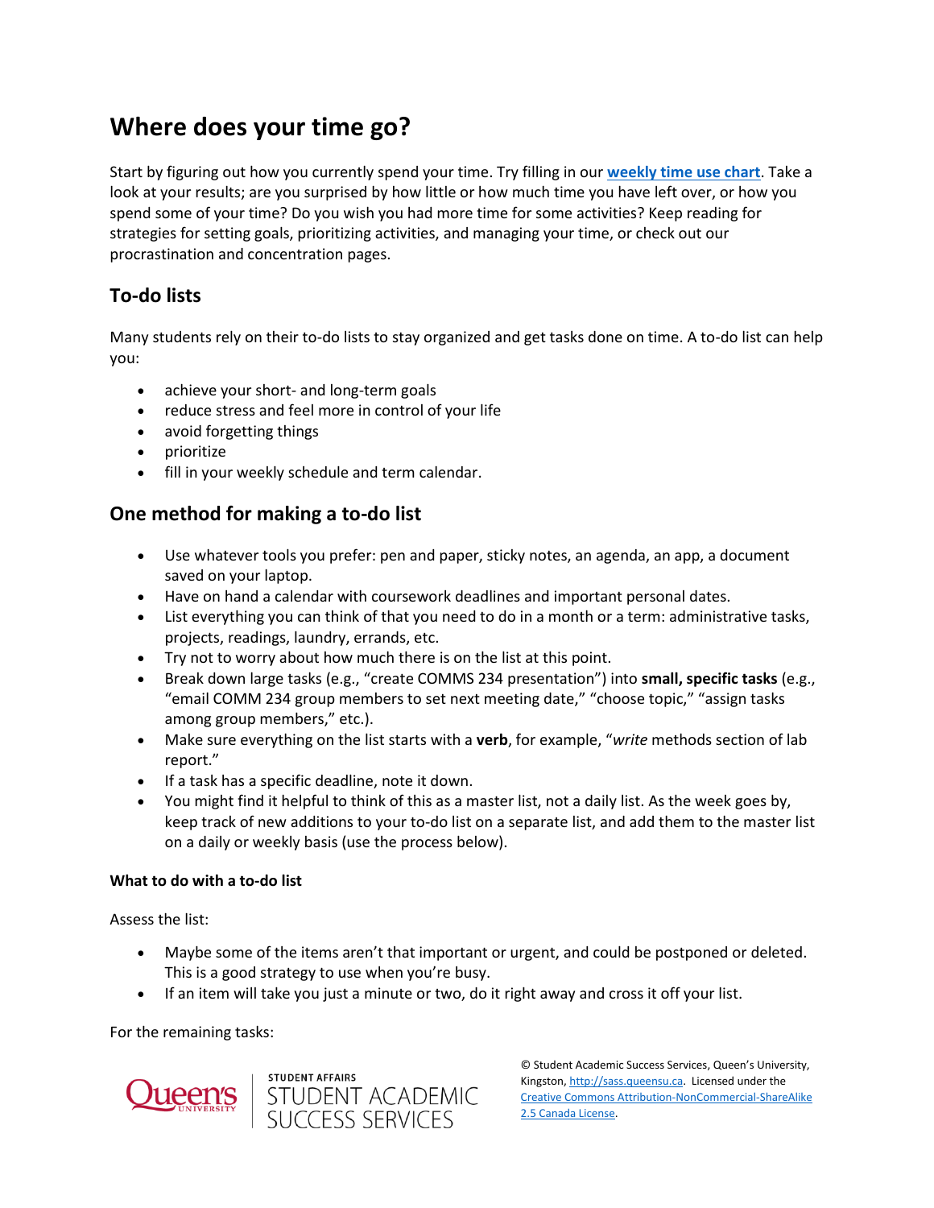# Where does your time go?

Start by figuring out how you currently spend your time. Try filling in our **weekly time use chart**. Take a look at your results; are you surprised by how little or how much time you have left over, or how you spend some of your time? Do you wish you had more time for some activities? Keep reading for strategies for setting goals, prioritizing activities, and managing your time, or check out our procrastination and concentration pages.

## To-do lists

Many students rely on their to-do lists to stay organized and get tasks done on time. A to-do list can help you:

- achieve your short- and long-term goals
- reduce stress and feel more in control of your life
- avoid forgetting things
- prioritize
- fill in your weekly schedule and term calendar.

## One method for making a to-do list

- Use whatever tools you prefer: pen and paper, sticky notes, an agenda, an app, a document saved on your laptop.
- Have on hand a calendar with coursework deadlines and important personal dates.
- List everything you can think of that you need to do in a month or a term: administrative tasks, projects, readings, errands, laundry, etc.
- Try not to worry about how much there is on the list at this point.
- Break down large tasks (e.g., "create COMMS 234 presentation") into **small, specific tasks** (e.g., "email COMM 234 group members to set next meeting date," "choose topic," "assign tasks among group members," etc.).
- Make sure everything on the list starts with a **verb**, for example, "*write* methods section of lab report."
- If a task has a specific deadline, note it down.
- You might find it helpful to think of this as a master list, not a daily list. As the week goes by, keep track of new additions to your to-do list on a separate list, and add them to the master list on a daily or weekly basis (use the process below).

#### What to do with a to-do list

Assess the list:

- Maybe some of the items aren't that important or urgent, and could be postponed or deleted. This is a good strategy to use when you're busy.
- If an item will take you just a minute or two, do it right away and cross it off your list.

For the remaining tasks: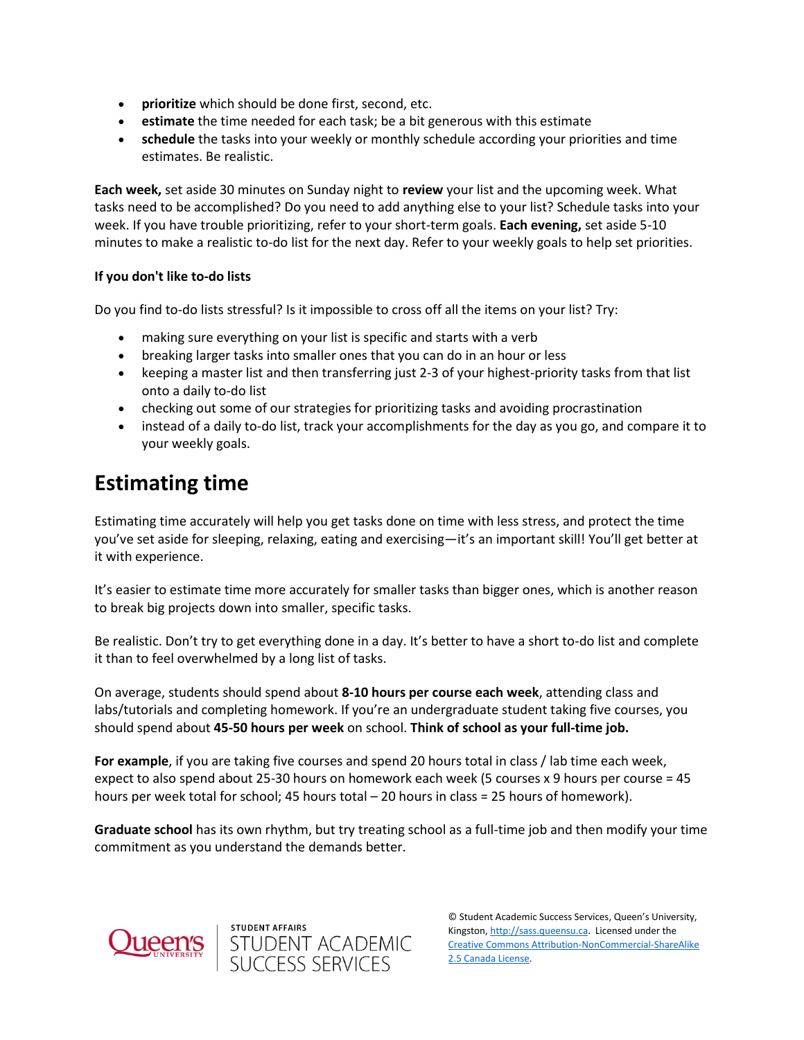- **prioritize** which should be done first, second, etc.
- **estimate** the time needed for each task; be a bit generous with this estimate
- **schedule** the tasks into your weekly or monthly schedule according your priorities and time estimates. Be realistic.

**Each week,** set aside 30 minutes on Sunday night to **review** your list and the upcoming week. What tasks need to be accomplished? Do you need to add anything else to your list? Schedule tasks into your week. If you have trouble prioritizing, refer to your short-term goals. **Each evening,** set aside 5-10 minutes to make a realistic to-do list for the next day. Refer to your weekly goals to help set priorities.

#### If you don't like to-do lists

Do you find to-do lists stressful? Is it impossible to cross off all the items on your list? Try:

- making sure everything on your list is specific and starts with a verb
- breaking larger tasks into smaller ones that you can do in an hour or less
- keeping a master list and then transferring just 2-3 of your highest-priority tasks from that list onto a daily to-do list
- checking out some of our strategies for prioritizing tasks and avoiding procrastination
- instead of a daily to-do list, track your accomplishments for the day as you go, and compare it to your weekly goals.

## Estimating time

Estimating time accurately will help you get tasks done on time with less stress, and protect the time you've set aside for sleeping, relaxing, eating and exercising—it's an important skill! You'll get better at it with experience.

It's easier to estimate time more accurately for smaller tasks than bigger ones, which is another reason to break big projects down into smaller, specific tasks.

Be realistic. Don't try to get everything done in a day. It's better to have a short to-do list and complete it than to feel overwhelmed by a long list of tasks.

On average, students should spend about **8-10 hours per course each week**, attending class and labs/tutorials and completing homework. If you're an undergraduate student taking five courses, you should spend about **45-50 hours per week** on school. **Think of school as your full-time job.**

**For example**, if you are taking five courses and spend 20 hours total in class / lab time each week, expect to also spend about 25-30 hours on homework each week (5 courses x 9 hours per course = 45 hours per week total for school; 45 hours total – 20 hours in class = 25 hours of homework).

**Graduate school** has its own rhythm, but try treating school as a full-time job and then modify your time commitment as you understand the demands better.

© Student Academic Success Services, Queen's University, Kingston, http://sass.queensu.ca. Licensed under the Creative Commons Attribution-NonCommercial-ShareAlike 2.5 Canada License.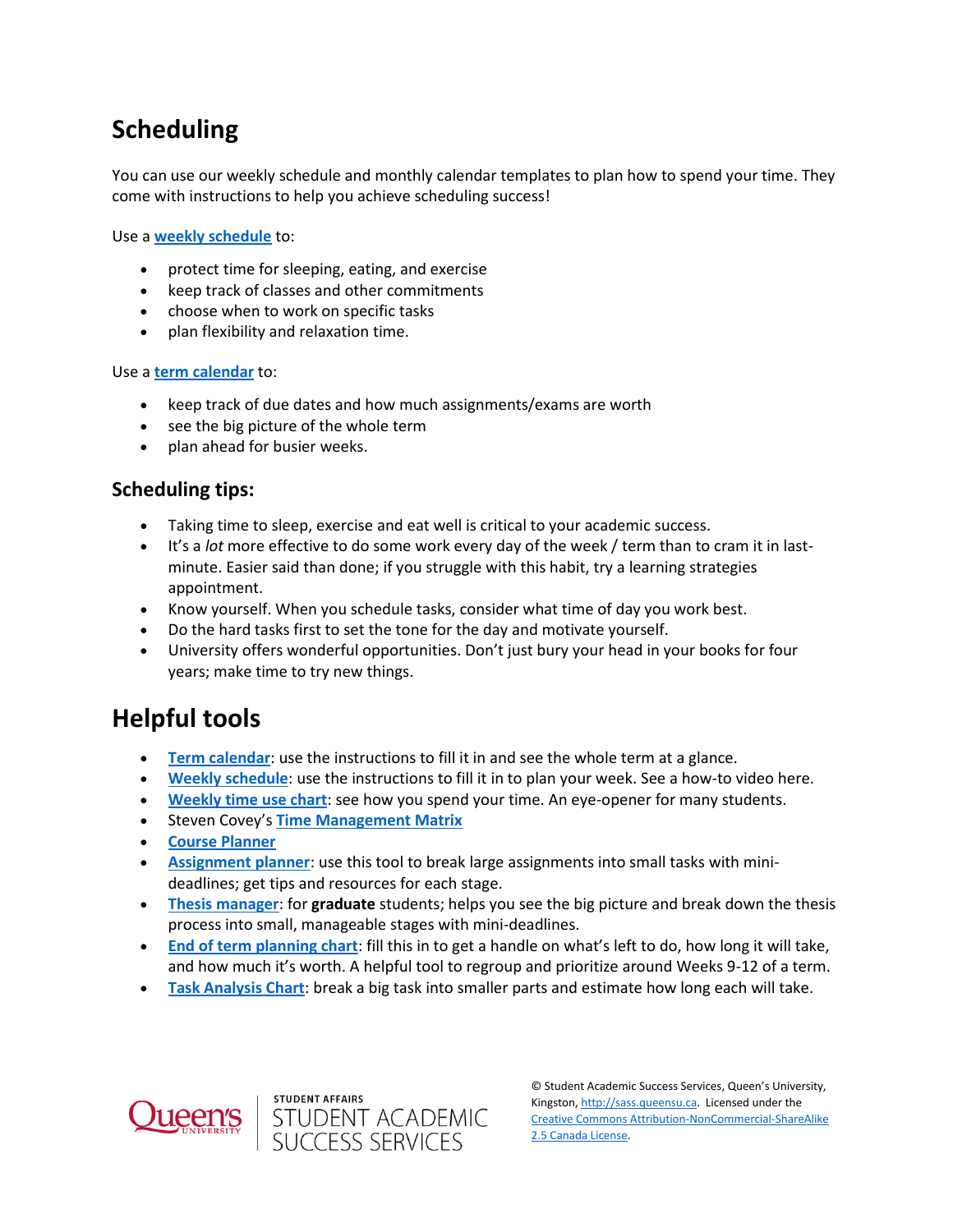# Scheduling

You can use our weekly schedule and monthly calendar templates to plan how to spend your time. They come with instructions to help you achieve scheduling success!

Use a **weekly schedule** to:

- protect time for sleeping, eating, and exercise
- keep track of classes and other commitments
- choose when to work on specific tasks
- plan flexibility and relaxation time.

Use a **term calendar** to:

- keep track of due dates and how much assignments/exams are worth
- see the big picture of the whole term
- plan ahead for busier weeks.

## Scheduling tips:

- Taking time to sleep, exercise and eat well is critical to your academic success.
- It's a *lot* more effective to do some work every day of the week / term than to cram it in last-minute. Easier said than done; if you struggle with this habit, try a learning strategies appointment.
- Know yourself. When you schedule tasks, consider what time of day you work best.
- Do the hard tasks first to set the tone for the day and motivate yourself.
- University offers wonderful opportunities. Don't just bury your head in your books for four years; make time to try new things.

# Helpful tools

- **Term calendar**: use the instructions to fill it in and see the whole term at a glance.
- **Weekly schedule**: use the instructions to fill it in to plan your week. See a how-to video here.
- **Weekly time use chart**: see how you spend your time. An eye-opener for many students.
- Steven Covey's **Time Management Matrix**
- **Course Planner**
- **Assignment planner**: use this tool to break large assignments into small tasks with mini-deadlines; get tips and resources for each stage.
- **Thesis manager**: for **graduate** students; helps you see the big picture and break down the thesis process into small, manageable stages with mini-deadlines.
- **End of term planning chart**: fill this in to get a handle on what's left to do, how long it will take, and how much it's worth. A helpful tool to regroup and prioritize around Weeks 9-12 of a term.
- **Task Analysis Chart**: break a big task into smaller parts and estimate how long each will take.

Queen's University | STUDENT AFFAIRS STUDENT ACADEMIC SUCCESS SERVICES

© Student Academic Success Services, Queen's University, Kingston, http://sass.queensu.ca. Licensed under the Creative Commons Attribution-NonCommercial-ShareAlike 2.5 Canada License.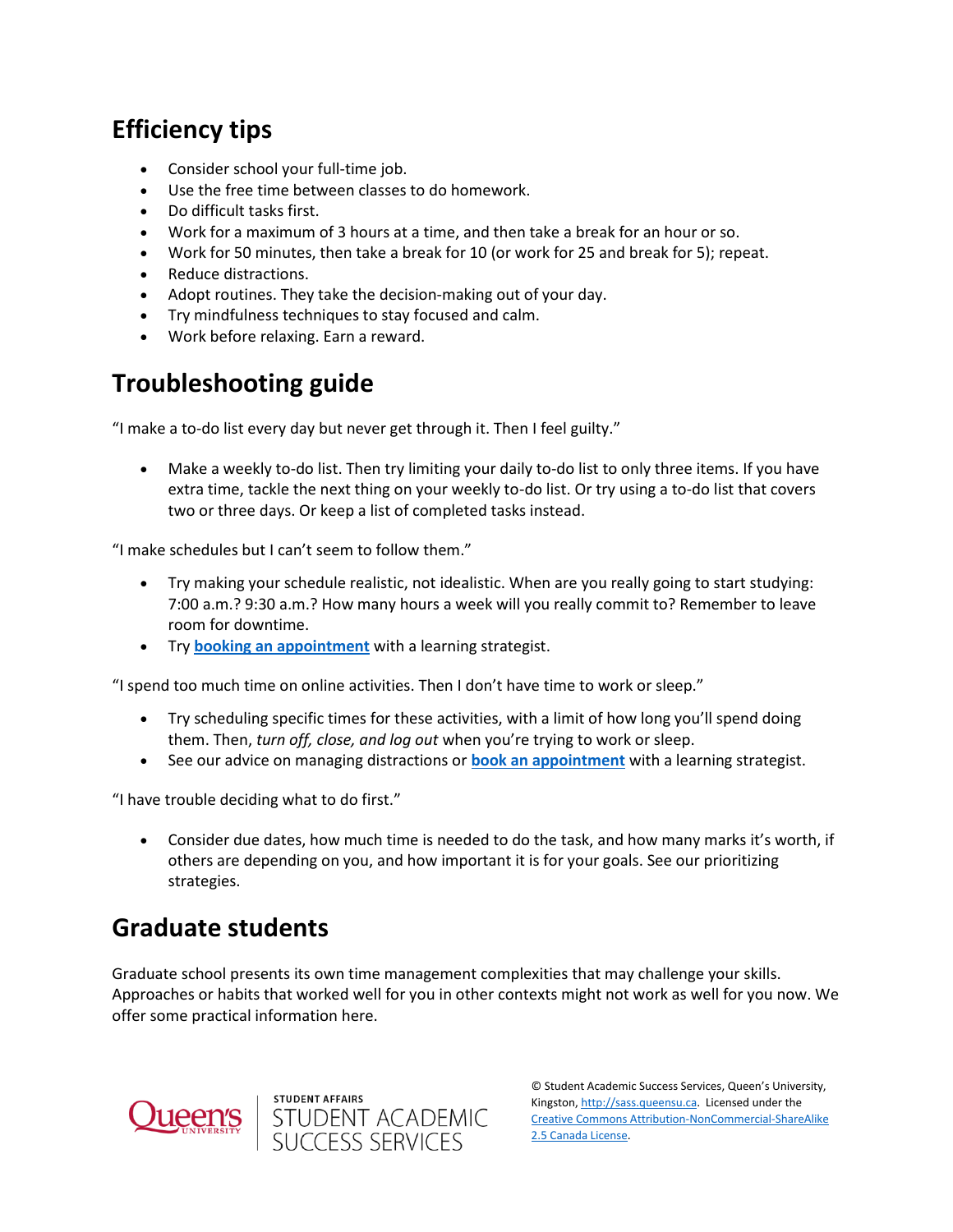## Efficiency tips

- Consider school your full-time job.
- Use the free time between classes to do homework.
- Do difficult tasks first.
- Work for a maximum of 3 hours at a time, and then take a break for an hour or so.
- Work for 50 minutes, then take a break for 10 (or work for 25 and break for 5); repeat.
- Reduce distractions.
- Adopt routines. They take the decision-making out of your day.
- Try mindfulness techniques to stay focused and calm.
- Work before relaxing. Earn a reward.

## Troubleshooting guide

"I make a to-do list every day but never get through it. Then I feel guilty."

- Make a weekly to-do list. Then try limiting your daily to-do list to only three items. If you have extra time, tackle the next thing on your weekly to-do list. Or try using a to-do list that covers two or three days. Or keep a list of completed tasks instead.

"I make schedules but I can't seem to follow them."

- Try making your schedule realistic, not idealistic. When are you really going to start studying: 7:00 a.m.? 9:30 a.m.? How many hours a week will you really commit to? Remember to leave room for downtime.
- Try **booking an appointment** with a learning strategist.

"I spend too much time on online activities. Then I don't have time to work or sleep."

- Try scheduling specific times for these activities, with a limit of how long you'll spend doing them. Then, *turn off, close, and log out* when you're trying to work or sleep.
- See our advice on managing distractions or **book an appointment** with a learning strategist.

"I have trouble deciding what to do first."

- Consider due dates, how much time is needed to do the task, and how many marks it's worth, if others are depending on you, and how important it is for your goals. See our prioritizing strategies.

## Graduate students

Graduate school presents its own time management complexities that may challenge your skills. Approaches or habits that worked well for you in other contexts might not work as well for you now. We offer some practical information here.

© Student Academic Success Services, Queen's University, Kingston, http://sass.queensu.ca. Licensed under the Creative Commons Attribution-NonCommercial-ShareAlike 2.5 Canada License.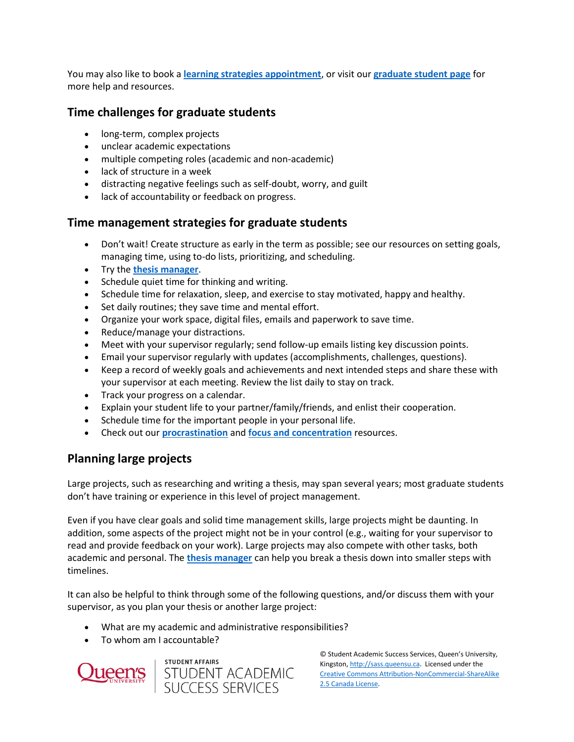You may also like to book a **learning strategies appointment**, or visit our **graduate student page** for more help and resources.

## Time challenges for graduate students

- long-term, complex projects
- unclear academic expectations
- multiple competing roles (academic and non-academic)
- lack of structure in a week
- distracting negative feelings such as self-doubt, worry, and guilt
- lack of accountability or feedback on progress.

## Time management strategies for graduate students

- Don't wait! Create structure as early in the term as possible; see our resources on setting goals, managing time, using to-do lists, prioritizing, and scheduling.
- Try the **thesis manager**.
- Schedule quiet time for thinking and writing.
- Schedule time for relaxation, sleep, and exercise to stay motivated, happy and healthy.
- Set daily routines; they save time and mental effort.
- Organize your work space, digital files, emails and paperwork to save time.
- Reduce/manage your distractions.
- Meet with your supervisor regularly; send follow-up emails listing key discussion points.
- Email your supervisor regularly with updates (accomplishments, challenges, questions).
- Keep a record of weekly goals and achievements and next intended steps and share these with your supervisor at each meeting. Review the list daily to stay on track.
- Track your progress on a calendar.
- Explain your student life to your partner/family/friends, and enlist their cooperation.
- Schedule time for the important people in your personal life.
- Check out our **procrastination** and **focus and concentration** resources.

## Planning large projects

Large projects, such as researching and writing a thesis, may span several years; most graduate students don't have training or experience in this level of project management.

Even if you have clear goals and solid time management skills, large projects might be daunting. In addition, some aspects of the project might not be in your control (e.g., waiting for your supervisor to read and provide feedback on your work). Large projects may also compete with other tasks, both academic and personal. The **thesis manager** can help you break a thesis down into smaller steps with timelines.

It can also be helpful to think through some of the following questions, and/or discuss them with your supervisor, as you plan your thesis or another large project:

- What are my academic and administrative responsibilities?
- To whom am I accountable?

© Student Academic Success Services, Queen's University, Kingston, http://sass.queensu.ca. Licensed under the Creative Commons Attribution-NonCommercial-ShareAlike 2.5 Canada License.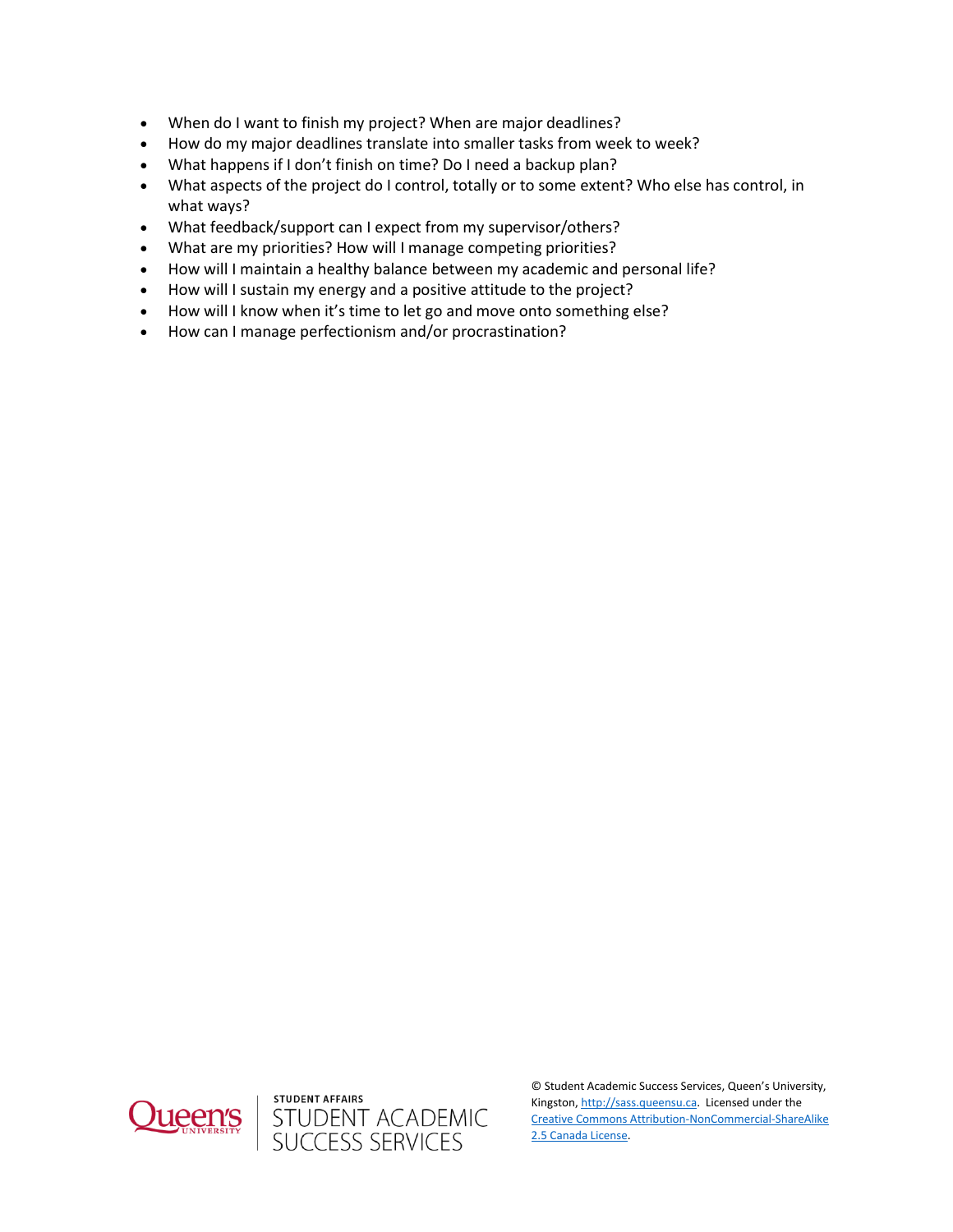- When do I want to finish my project? When are major deadlines?
- How do my major deadlines translate into smaller tasks from week to week?
- What happens if I don't finish on time? Do I need a backup plan?
- What aspects of the project do I control, totally or to some extent? Who else has control, in what ways?
- What feedback/support can I expect from my supervisor/others?
- What are my priorities? How will I manage competing priorities?
- How will I maintain a healthy balance between my academic and personal life?
- How will I sustain my energy and a positive attitude to the project?
- How will I know when it's time to let go and move onto something else?
- How can I manage perfectionism and/or procrastination?

Queen's University | STUDENT AFFAIRS STUDENT ACADEMIC SUCCESS SERVICES

© Student Academic Success Services, Queen's University, Kingston, [http://sass.queensu.ca](http://sass.queensu.ca). Licensed under the [Creative Commons Attribution-NonCommercial-ShareAlike 2.5 Canada License](https://creativecommons.org/licenses/by-nc-sa/2.5/ca/).